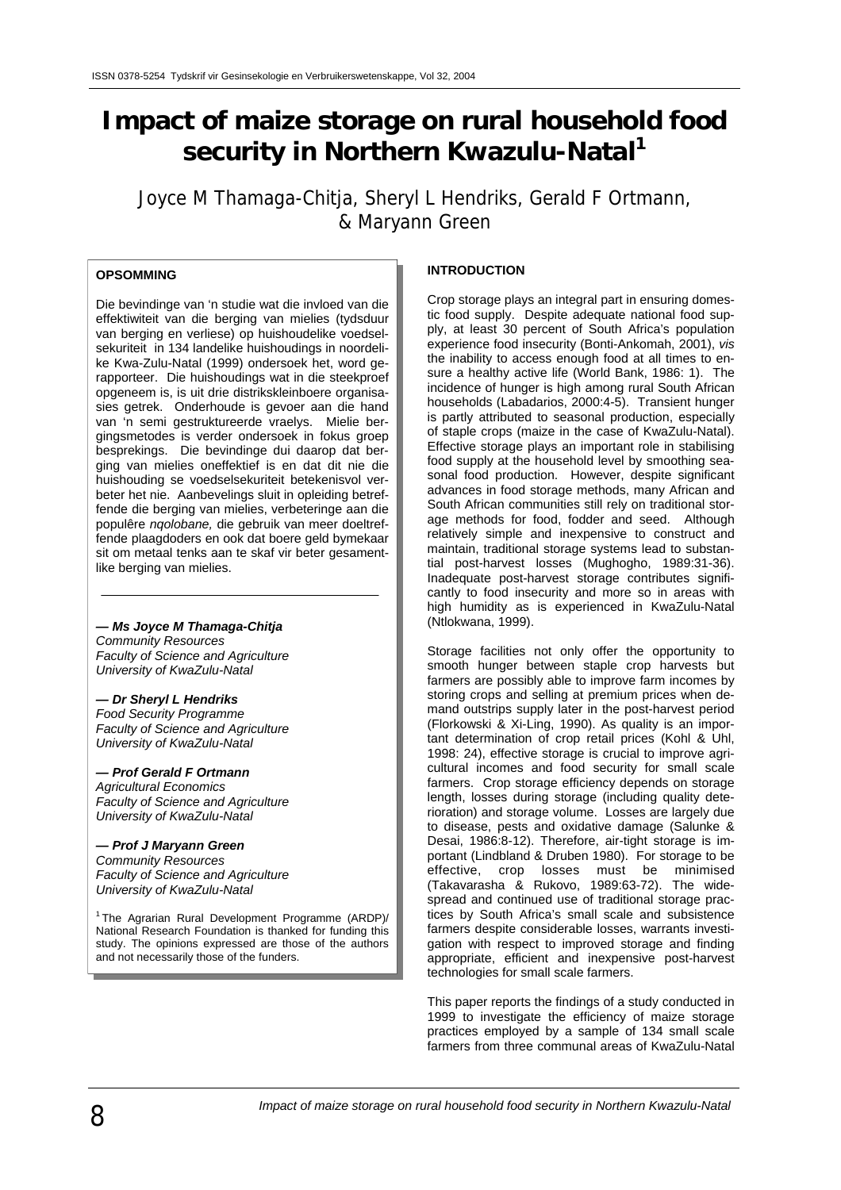# Impact of maize storage on rural household food security in Northern Kwazulu-Natal[1]

Joyce M Thamaga-Chitja, Sheryl L Hendriks, Gerald F Ortmann, & Maryann Green

**OPSOMMING**

Die bevindinge van 'n studie wat die invloed van die effektiwiteit van die berging van mielies (tydsduur van berging en verliese) op huishoudelike voedselsekuriteit in 134 landelike huishoudings in noordelike Kwa-Zulu-Natal (1999) ondersoek het, word gerapporteer. Die huishoudings wat in die steekproef opgeneem is, is uit drie distrikskleinboere organisasies getrek. Onderhoude is gevoer aan die hand van 'n semi gestruktureerde vraelys. Mielie bergingsmetodes is verder ondersoek in fokus groep besprekings. Die bevindinge dui daarop dat berging van mielies oneffektief is en dat dit nie die huishouding se voedselsekuriteit betekenisvol verbeter het nie. Aanbevelings sluit in opleiding betreffende die berging van mielies, verbeteringe aan die populêre *nqolobane,* die gebruik van meer doeltreffende plaagdoders en ook dat boere geld bymekaar sit om metaal tenks aan te skaf vir beter gesamentlike berging van mielies.

***— Ms Joyce M Thamaga-Chitja***
*Community Resources*
*Faculty of Science and Agriculture*
*University of KwaZulu-Natal*

***— Dr Sheryl L Hendriks***
*Food Security Programme*
*Faculty of Science and Agriculture*
*University of KwaZulu-Natal*

***— Prof Gerald F Ortmann***
*Agricultural Economics*
*Faculty of Science and Agriculture*
*University of KwaZulu-Natal*

***— Prof J Maryann Green***
*Community Resources*
*Faculty of Science and Agriculture*
*University of KwaZulu-Natal*

[1] The Agrarian Rural Development Programme (ARDP)/ National Research Foundation is thanked for funding this study. The opinions expressed are those of the authors and not necessarily those of the funders.

**INTRODUCTION**

Crop storage plays an integral part in ensuring domestic food supply. Despite adequate national food supply, at least 30 percent of South Africa's population experience food insecurity (Bonti-Ankomah, 2001), *vis* the inability to access enough food at all times to ensure a healthy active life (World Bank, 1986: 1). The incidence of hunger is high among rural South African households (Labadarios, 2000:4-5). Transient hunger is partly attributed to seasonal production, especially of staple crops (maize in the case of KwaZulu-Natal). Effective storage plays an important role in stabilising food supply at the household level by smoothing seasonal food production. However, despite significant advances in food storage methods, many African and South African communities still rely on traditional storage methods for food, fodder and seed. Although relatively simple and inexpensive to construct and maintain, traditional storage systems lead to substantial post-harvest losses (Mughogho, 1989:31-36). Inadequate post-harvest storage contributes significantly to food insecurity and more so in areas with high humidity as is experienced in KwaZulu-Natal (Ntlokwana, 1999).

Storage facilities not only offer the opportunity to smooth hunger between staple crop harvests but farmers are possibly able to improve farm incomes by storing crops and selling at premium prices when demand outstrips supply later in the post-harvest period (Florkowski & Xi-Ling, 1990). As quality is an important determination of crop retail prices (Kohl & Uhl, 1998: 24), effective storage is crucial to improve agricultural incomes and food security for small scale farmers. Crop storage efficiency depends on storage length, losses during storage (including quality deterioration) and storage volume. Losses are largely due to disease, pests and oxidative damage (Salunke & Desai, 1986:8-12). Therefore, air-tight storage is important (Lindbland & Druben 1980). For storage to be effective, crop losses must be minimised (Takavarasha & Rukovo, 1989:63-72). The widespread and continued use of traditional storage practices by South Africa's small scale and subsistence farmers despite considerable losses, warrants investigation with respect to improved storage and finding appropriate, efficient and inexpensive post-harvest technologies for small scale farmers.

This paper reports the findings of a study conducted in 1999 to investigate the efficiency of maize storage practices employed by a sample of 134 small scale farmers from three communal areas of KwaZulu-Natal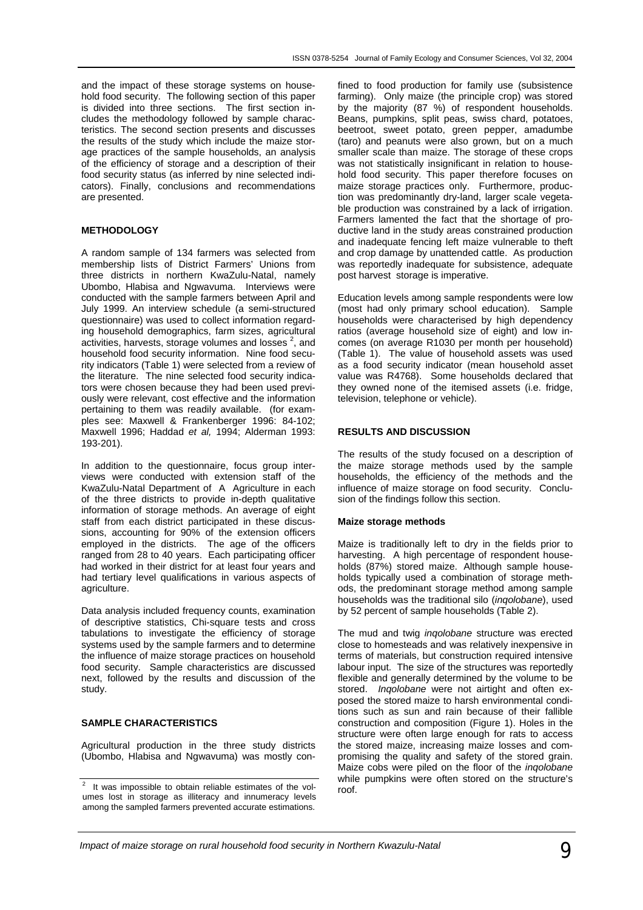and the impact of these storage systems on household food security. The following section of this paper is divided into three sections. The first section includes the methodology followed by sample characteristics. The second section presents and discusses the results of the study which include the maize storage practices of the sample households, an analysis of the efficiency of storage and a description of their food security status (as inferred by nine selected indicators). Finally, conclusions and recommendations are presented.

## METHODOLOGY

A random sample of 134 farmers was selected from membership lists of District Farmers' Unions from three districts in northern KwaZulu-Natal, namely Ubombo, Hlabisa and Ngwavuma. Interviews were conducted with the sample farmers between April and July 1999. An interview schedule (a semi-structured questionnaire) was used to collect information regarding household demographics, farm sizes, agricultural activities, harvests, storage volumes and losses [2], and household food security information. Nine food security indicators (Table 1) were selected from a review of the literature. The nine selected food security indicators were chosen because they had been used previously were relevant, cost effective and the information pertaining to them was readily available. (for examples see: Maxwell & Frankenberger 1996: 84-102; Maxwell 1996; Haddad *et al,* 1994; Alderman 1993: 193-201).

In addition to the questionnaire, focus group interviews were conducted with extension staff of the KwaZulu-Natal Department of A Agriculture in each of the three districts to provide in-depth qualitative information of storage methods. An average of eight staff from each district participated in these discussions, accounting for 90% of the extension officers employed in the districts. The age of the officers ranged from 28 to 40 years. Each participating officer had worked in their district for at least four years and had tertiary level qualifications in various aspects of agriculture.

Data analysis included frequency counts, examination of descriptive statistics, Chi-square tests and cross tabulations to investigate the efficiency of storage systems used by the sample farmers and to determine the influence of maize storage practices on household food security. Sample characteristics are discussed next, followed by the results and discussion of the study.

## SAMPLE CHARACTERISTICS

Agricultural production in the three study districts (Ubombo, Hlabisa and Ngwavuma) was mostly confined to food production for family use (subsistence farming). Only maize (the principle crop) was stored by the majority (87 %) of respondent households. Beans, pumpkins, split peas, swiss chard, potatoes, beetroot, sweet potato, green pepper, amadumbe (taro) and peanuts were also grown, but on a much smaller scale than maize. The storage of these crops was not statistically insignificant in relation to household food security. This paper therefore focuses on maize storage practices only. Furthermore, production was predominantly dry-land, larger scale vegetable production was constrained by a lack of irrigation. Farmers lamented the fact that the shortage of productive land in the study areas constrained production and inadequate fencing left maize vulnerable to theft and crop damage by unattended cattle. As production was reportedly inadequate for subsistence, adequate post harvest storage is imperative.

Education levels among sample respondents were low (most had only primary school education). Sample households were characterised by high dependency ratios (average household size of eight) and low incomes (on average R1030 per month per household) (Table 1). The value of household assets was used as a food security indicator (mean household asset value was R4768). Some households declared that they owned none of the itemised assets (i.e. fridge, television, telephone or vehicle).

## RESULTS AND DISCUSSION

The results of the study focused on a description of the maize storage methods used by the sample households, the efficiency of the methods and the influence of maize storage on food security. Conclusion of the findings follow this section.

### Maize storage methods

Maize is traditionally left to dry in the fields prior to harvesting. A high percentage of respondent households (87%) stored maize. Although sample households typically used a combination of storage methods, the predominant storage method among sample households was the traditional silo (*inqolobane*), used by 52 percent of sample households (Table 2).

The mud and twig *inqolobane* structure was erected close to homesteads and was relatively inexpensive in terms of materials, but construction required intensive labour input. The size of the structures was reportedly flexible and generally determined by the volume to be stored. *Inqolobane* were not airtight and often exposed the stored maize to harsh environmental conditions such as sun and rain because of their fallible construction and composition (Figure 1). Holes in the structure were often large enough for rats to access the stored maize, increasing maize losses and compromising the quality and safety of the stored grain. Maize cobs were piled on the floor of the *inqolobane* while pumpkins were often stored on the structure's roof.

[2] It was impossible to obtain reliable estimates of the volumes lost in storage as illiteracy and innumeracy levels among the sampled farmers prevented accurate estimations.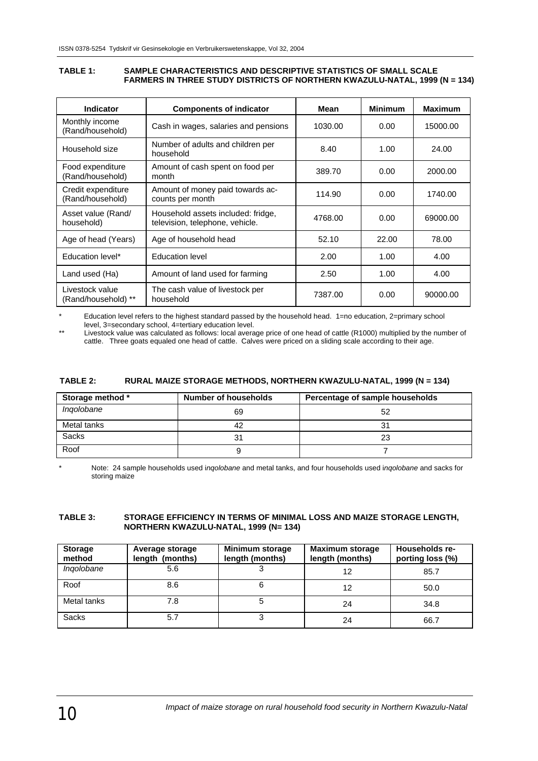**TABLE 1: SAMPLE CHARACTERISTICS AND DESCRIPTIVE STATISTICS OF SMALL SCALE FARMERS IN THREE STUDY DISTRICTS OF NORTHERN KWAZULU-NATAL, 1999 (N = 134)**

| Indicator | Components of indicator | Mean | Minimum | Maximum |
|---|---|---|---|---|
| Monthly income (Rand/household) | Cash in wages, salaries and pensions | 1030.00 | 0.00 | 15000.00 |
| Household size | Number of adults and children per household | 8.40 | 1.00 | 24.00 |
| Food expenditure (Rand/household) | Amount of cash spent on food per month | 389.70 | 0.00 | 2000.00 |
| Credit expenditure (Rand/household) | Amount of money paid towards accounts per month | 114.90 | 0.00 | 1740.00 |
| Asset value (Rand/household) | Household assets included: fridge, television, telephone, vehicle. | 4768.00 | 0.00 | 69000.00 |
| Age of head (Years) | Age of household head | 52.10 | 22.00 | 78.00 |
| Education level* | Education level | 2.00 | 1.00 | 4.00 |
| Land used (Ha) | Amount of land used for farming | 2.50 | 1.00 | 4.00 |
| Livestock value (Rand/household) ** | The cash value of livestock per household | 7387.00 | 0.00 | 90000.00 |

\* Education level refers to the highest standard passed by the household head. 1=no education, 2=primary school level, 3=secondary school, 4=tertiary education level.

\*\* Livestock value was calculated as follows: local average price of one head of cattle (R1000) multiplied by the number of cattle. Three goats equaled one head of cattle. Calves were priced on a sliding scale according to their age.

**TABLE 2: RURAL MAIZE STORAGE METHODS, NORTHERN KWAZULU-NATAL, 1999 (N = 134)**

| Storage method * | Number of households | Percentage of sample households |
|---|---|---|
| *Inqolobane* | 69 | 52 |
| Metal tanks | 42 | 31 |
| Sacks | 31 | 23 |
| Roof | 9 | 7 |

\* Note: 24 sample households used *inqolobane* and metal tanks, and four households used *inqolobane* and sacks for storing maize

**TABLE 3: STORAGE EFFICIENCY IN TERMS OF MINIMAL LOSS AND MAIZE STORAGE LENGTH, NORTHERN KWAZULU-NATAL, 1999 (N= 134)**

| Storage method | Average storage length (months) | Minimum storage length (months) | Maximum storage length (months) | Households reporting loss (%) |
|---|---|---|---|---|
| *Inqolobane* | 5.6 | 3 | 12 | 85.7 |
| Roof | 8.6 | 6 | 12 | 50.0 |
| Metal tanks | 7.8 | 5 | 24 | 34.8 |
| Sacks | 5.7 | 3 | 24 | 66.7 |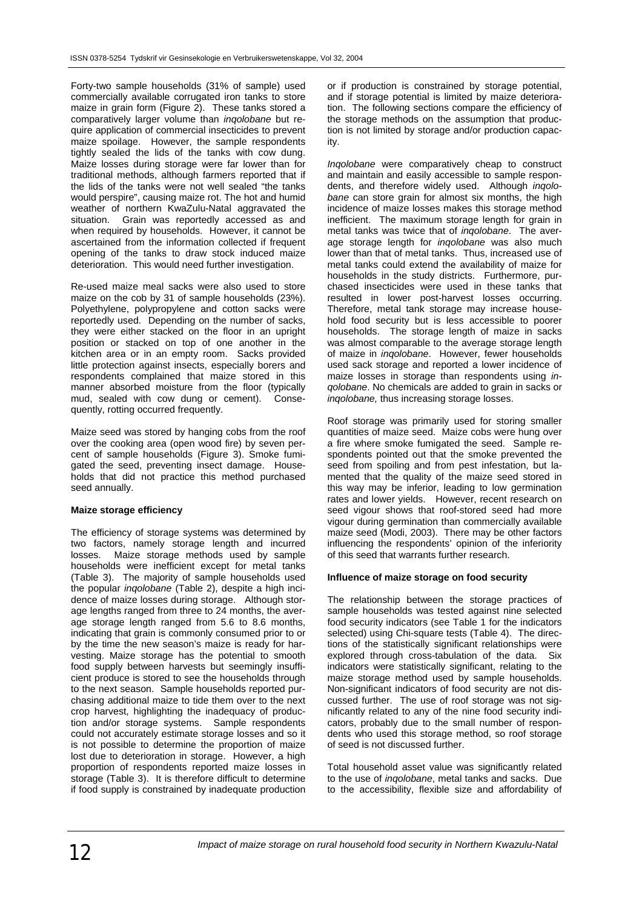Forty-two sample households (31% of sample) used commercially available corrugated iron tanks to store maize in grain form (Figure 2). These tanks stored a comparatively larger volume than *inqolobane* but require application of commercial insecticides to prevent maize spoilage. However, the sample respondents tightly sealed the lids of the tanks with cow dung. Maize losses during storage were far lower than for traditional methods, although farmers reported that if the lids of the tanks were not well sealed "the tanks would perspire", causing maize rot. The hot and humid weather of northern KwaZulu-Natal aggravated the situation. Grain was reportedly accessed as and when required by households. However, it cannot be ascertained from the information collected if frequent opening of the tanks to draw stock induced maize deterioration. This would need further investigation.

Re-used maize meal sacks were also used to store maize on the cob by 31 of sample households (23%). Polyethylene, polypropylene and cotton sacks were reportedly used. Depending on the number of sacks, they were either stacked on the floor in an upright position or stacked on top of one another in the kitchen area or in an empty room. Sacks provided little protection against insects, especially borers and respondents complained that maize stored in this manner absorbed moisture from the floor (typically mud, sealed with cow dung or cement). Consequently, rotting occurred frequently.

Maize seed was stored by hanging cobs from the roof over the cooking area (open wood fire) by seven percent of sample households (Figure 3). Smoke fumigated the seed, preventing insect damage. Households that did not practice this method purchased seed annually.

**Maize storage efficiency**

The efficiency of storage systems was determined by two factors, namely storage length and incurred losses. Maize storage methods used by sample households were inefficient except for metal tanks (Table 3). The majority of sample households used the popular *inqolobane* (Table 2), despite a high incidence of maize losses during storage. Although storage lengths ranged from three to 24 months, the average storage length ranged from 5.6 to 8.6 months, indicating that grain is commonly consumed prior to or by the time the new season's maize is ready for harvesting. Maize storage has the potential to smooth food supply between harvests but seemingly insufficient produce is stored to see the households through to the next season. Sample households reported purchasing additional maize to tide them over to the next crop harvest, highlighting the inadequacy of production and/or storage systems. Sample respondents could not accurately estimate storage losses and so it is not possible to determine the proportion of maize lost due to deterioration in storage. However, a high proportion of respondents reported maize losses in storage (Table 3). It is therefore difficult to determine if food supply is constrained by inadequate production or if production is constrained by storage potential, and if storage potential is limited by maize deterioration. The following sections compare the efficiency of the storage methods on the assumption that production is not limited by storage and/or production capacity.

*Inqolobane* were comparatively cheap to construct and maintain and easily accessible to sample respondents, and therefore widely used. Although *inqolobane* can store grain for almost six months, the high incidence of maize losses makes this storage method inefficient. The maximum storage length for grain in metal tanks was twice that of *inqolobane*. The average storage length for *inqolobane* was also much lower than that of metal tanks. Thus, increased use of metal tanks could extend the availability of maize for households in the study districts. Furthermore, purchased insecticides were used in these tanks that resulted in lower post-harvest losses occurring. Therefore, metal tank storage may increase household food security but is less accessible to poorer households. The storage length of maize in sacks was almost comparable to the average storage length of maize in *inqolobane*. However, fewer households used sack storage and reported a lower incidence of maize losses in storage than respondents using *inqolobane*. No chemicals are added to grain in sacks or *inqolobane,* thus increasing storage losses.

Roof storage was primarily used for storing smaller quantities of maize seed. Maize cobs were hung over a fire where smoke fumigated the seed. Sample respondents pointed out that the smoke prevented the seed from spoiling and from pest infestation, but lamented that the quality of the maize seed stored in this way may be inferior, leading to low germination rates and lower yields. However, recent research on seed vigour shows that roof-stored seed had more vigour during germination than commercially available maize seed (Modi, 2003). There may be other factors influencing the respondents' opinion of the inferiority of this seed that warrants further research.

**Influence of maize storage on food security**

The relationship between the storage practices of sample households was tested against nine selected food security indicators (see Table 1 for the indicators selected) using Chi-square tests (Table 4). The directions of the statistically significant relationships were explored through cross-tabulation of the data. Six indicators were statistically significant, relating to the maize storage method used by sample households. Non-significant indicators of food security are not discussed further. The use of roof storage was not significantly related to any of the nine food security indicators, probably due to the small number of respondents who used this storage method, so roof storage of seed is not discussed further.

Total household asset value was significantly related to the use of *inqolobane*, metal tanks and sacks. Due to the accessibility, flexible size and affordability of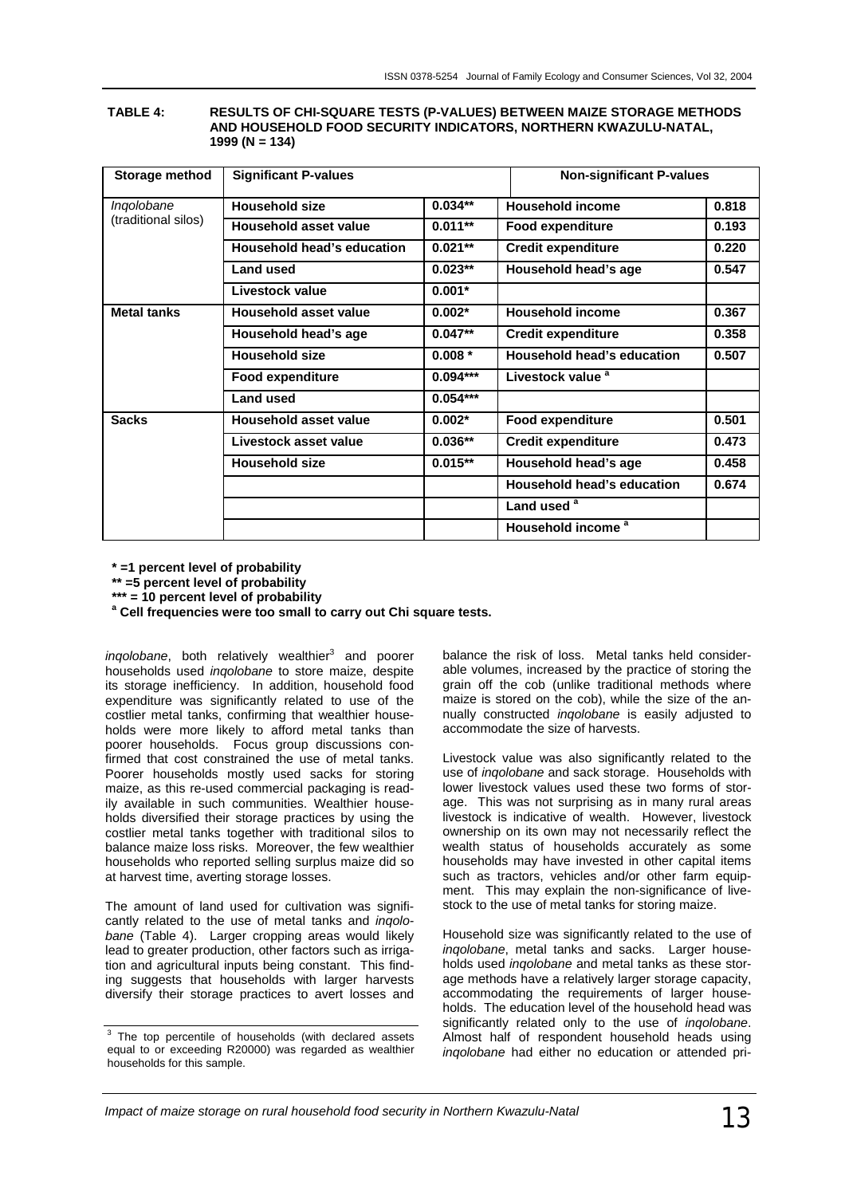**TABLE 4: RESULTS OF CHI-SQUARE TESTS (P-VALUES) BETWEEN MAIZE STORAGE METHODS AND HOUSEHOLD FOOD SECURITY INDICATORS, NORTHERN KWAZULU-NATAL, 1999 (N = 134)**

| Storage method | Significant P-values | | Non-significant P-values | |
|---|---|---|---|---|
| *Inqolobane* (traditional silos) | **Household size** | **0.034**** | **Household income** | **0.818** |
| | **Household asset value** | **0.011**** | **Food expenditure** | **0.193** |
| | **Household head's education** | **0.021**** | **Credit expenditure** | **0.220** |
| | **Land used** | **0.023**** | **Household head's age** | **0.547** |
| | **Livestock value** | **0.001*** | | |
| **Metal tanks** | **Household asset value** | **0.002*** | **Household income** | **0.367** |
| | **Household head's age** | **0.047**** | **Credit expenditure** | **0.358** |
| | **Household size** | **0.008 *** | **Household head's education** | **0.507** |
| | **Food expenditure** | **0.094***** | **Livestock value [a]** | |
| | **Land used** | **0.054***** | | |
| **Sacks** | **Household asset value** | **0.002*** | **Food expenditure** | **0.501** |
| | **Livestock asset value** | **0.036**** | **Credit expenditure** | **0.473** |
| | **Household size** | **0.015**** | **Household head's age** | **0.458** |
| | | | **Household head's education** | **0.674** |
| | | | **Land used [a]** | |
| | | | **Household income [a]** | |

**\* =1 percent level of probability**
**\*\* =5 percent level of probability**
**\*\*\* = 10 percent level of probability**
**[a] Cell frequencies were too small to carry out Chi square tests.**

*inqolobane*, both relatively wealthier[3] and poorer households used *inqolobane* to store maize, despite its storage inefficiency. In addition, household food expenditure was significantly related to use of the costlier metal tanks, confirming that wealthier households were more likely to afford metal tanks than poorer households. Focus group discussions confirmed that cost constrained the use of metal tanks. Poorer households mostly used sacks for storing maize, as this re-used commercial packaging is readily available in such communities. Wealthier households diversified their storage practices by using the costlier metal tanks together with traditional silos to balance maize loss risks. Moreover, the few wealthier households who reported selling surplus maize did so at harvest time, averting storage losses.

The amount of land used for cultivation was significantly related to the use of metal tanks and *inqolobane* (Table 4). Larger cropping areas would likely lead to greater production, other factors such as irrigation and agricultural inputs being constant. This finding suggests that households with larger harvests diversify their storage practices to avert losses and balance the risk of loss. Metal tanks held considerable volumes, increased by the practice of storing the grain off the cob (unlike traditional methods where maize is stored on the cob), while the size of the annually constructed *inqolobane* is easily adjusted to accommodate the size of harvests.

Livestock value was also significantly related to the use of *inqolobane* and sack storage. Households with lower livestock values used these two forms of storage. This was not surprising as in many rural areas livestock is indicative of wealth. However, livestock ownership on its own may not necessarily reflect the wealth status of households accurately as some households may have invested in other capital items such as tractors, vehicles and/or other farm equipment. This may explain the non-significance of livestock to the use of metal tanks for storing maize.

Household size was significantly related to the use of *inqolobane*, metal tanks and sacks. Larger households used *inqolobane* and metal tanks as these storage methods have a relatively larger storage capacity, accommodating the requirements of larger households. The education level of the household head was significantly related only to the use of *inqolobane*. Almost half of respondent household heads using *inqolobane* had either no education or attended pri-

[3] The top percentile of households (with declared assets equal to or exceeding R20000) was regarded as wealthier households for this sample.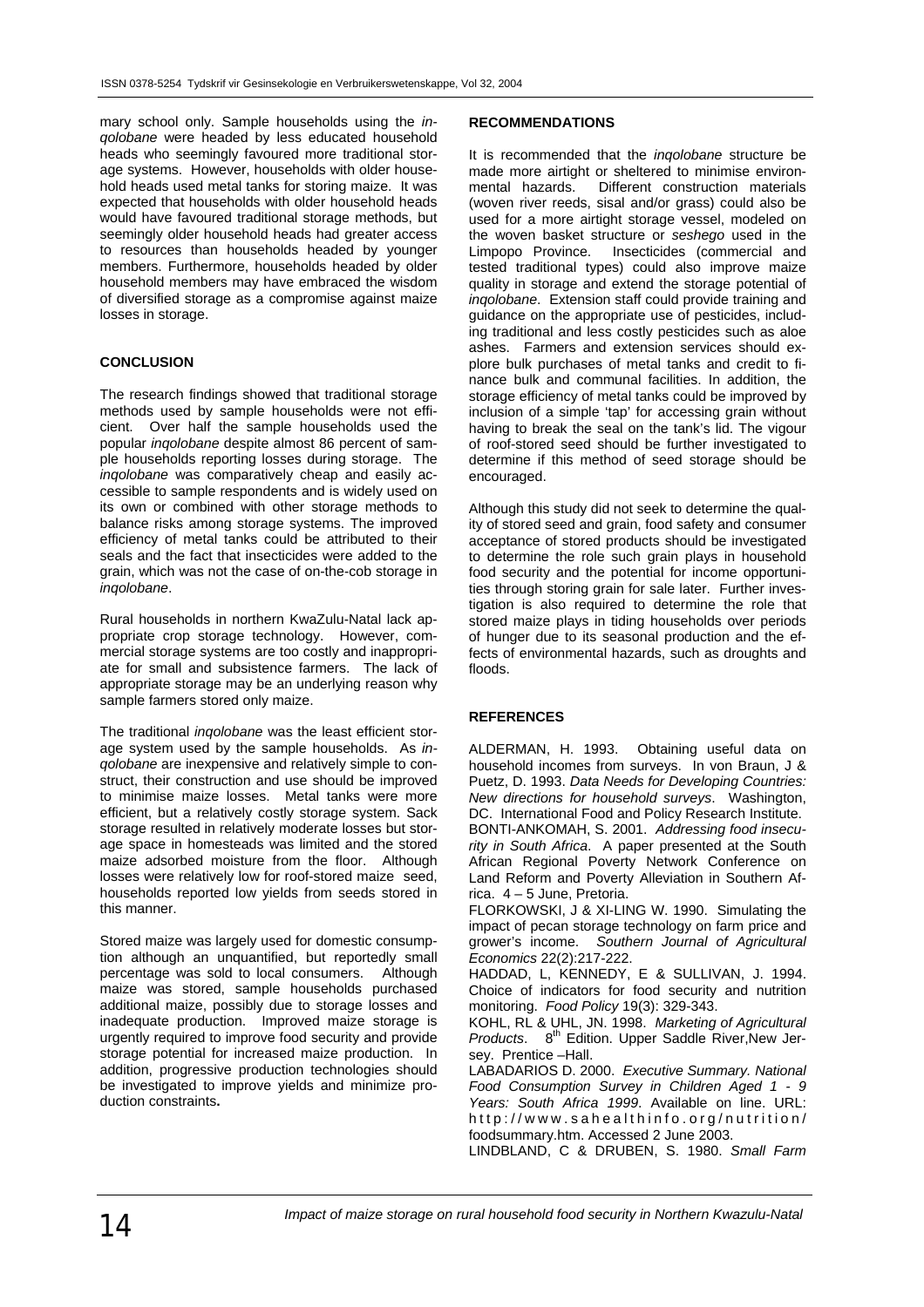mary school only. Sample households using the *inqolobane* were headed by less educated household heads who seemingly favoured more traditional storage systems. However, households with older household heads used metal tanks for storing maize. It was expected that households with older household heads would have favoured traditional storage methods, but seemingly older household heads had greater access to resources than households headed by younger members. Furthermore, households headed by older household members may have embraced the wisdom of diversified storage as a compromise against maize losses in storage.

## CONCLUSION

The research findings showed that traditional storage methods used by sample households were not efficient. Over half the sample households used the popular *inqolobane* despite almost 86 percent of sample households reporting losses during storage. The *inqolobane* was comparatively cheap and easily accessible to sample respondents and is widely used on its own or combined with other storage methods to balance risks among storage systems. The improved efficiency of metal tanks could be attributed to their seals and the fact that insecticides were added to the grain, which was not the case of on-the-cob storage in *inqolobane*.

Rural households in northern KwaZulu-Natal lack appropriate crop storage technology. However, commercial storage systems are too costly and inappropriate for small and subsistence farmers. The lack of appropriate storage may be an underlying reason why sample farmers stored only maize.

The traditional *inqolobane* was the least efficient storage system used by the sample households. As *inqolobane* are inexpensive and relatively simple to construct, their construction and use should be improved to minimise maize losses. Metal tanks were more efficient, but a relatively costly storage system. Sack storage resulted in relatively moderate losses but storage space in homesteads was limited and the stored maize adsorbed moisture from the floor. Although losses were relatively low for roof-stored maize seed, households reported low yields from seeds stored in this manner.

Stored maize was largely used for domestic consumption although an unquantified, but reportedly small percentage was sold to local consumers. Although maize was stored, sample households purchased additional maize, possibly due to storage losses and inadequate production. Improved maize storage is urgently required to improve food security and provide storage potential for increased maize production. In addition, progressive production technologies should be investigated to improve yields and minimize production constraints**.**

## RECOMMENDATIONS

It is recommended that the *inqolobane* structure be made more airtight or sheltered to minimise environmental hazards. Different construction materials (woven river reeds, sisal and/or grass) could also be used for a more airtight storage vessel, modeled on the woven basket structure or *seshego* used in the Limpopo Province. Insecticides (commercial and tested traditional types) could also improve maize quality in storage and extend the storage potential of *inqolobane*. Extension staff could provide training and guidance on the appropriate use of pesticides, including traditional and less costly pesticides such as aloe ashes. Farmers and extension services should explore bulk purchases of metal tanks and credit to finance bulk and communal facilities. In addition, the storage efficiency of metal tanks could be improved by inclusion of a simple 'tap' for accessing grain without having to break the seal on the tank's lid. The vigour of roof-stored seed should be further investigated to determine if this method of seed storage should be encouraged.

Although this study did not seek to determine the quality of stored seed and grain, food safety and consumer acceptance of stored products should be investigated to determine the role such grain plays in household food security and the potential for income opportunities through storing grain for sale later. Further investigation is also required to determine the role that stored maize plays in tiding households over periods of hunger due to its seasonal production and the effects of environmental hazards, such as droughts and floods.

## REFERENCES

ALDERMAN, H. 1993. Obtaining useful data on household incomes from surveys. In von Braun, J & Puetz, D. 1993. *Data Needs for Developing Countries: New directions for household surveys*. Washington, DC. International Food and Policy Research Institute.

BONTI-ANKOMAH, S. 2001. *Addressing food insecurity in South Africa*. A paper presented at the South African Regional Poverty Network Conference on Land Reform and Poverty Alleviation in Southern Africa. 4 – 5 June, Pretoria.

FLORKOWSKI, J & XI-LING W. 1990. Simulating the impact of pecan storage technology on farm price and grower's income. *Southern Journal of Agricultural Economics* 22(2):217-222.

HADDAD, L, KENNEDY, E & SULLIVAN, J. 1994. Choice of indicators for food security and nutrition monitoring. *Food Policy* 19(3): 329-343.

KOHL, RL & UHL, JN. 1998. *Marketing of Agricultural Products*. 8th Edition. Upper Saddle River,New Jersey. Prentice –Hall.

LABADARIOS D. 2000. *Executive Summary. National Food Consumption Survey in Children Aged 1 - 9 Years: South Africa 1999*. Available on line. URL: http://www.sahealthinfo.org/nutrition/foodsummary.htm. Accessed 2 June 2003.

LINDBLAND, C & DRUBEN, S. 1980. *Small Farm*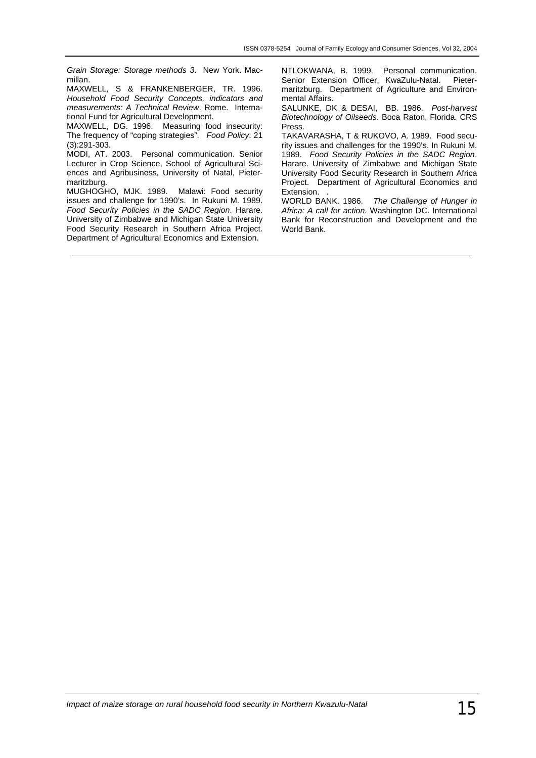*Grain Storage: Storage methods 3*. New York. Macmillan.

MAXWELL, S & FRANKENBERGER, TR. 1996. *Household Food Security Concepts, indicators and measurements: A Technical Review*. Rome. International Fund for Agricultural Development.

MAXWELL, DG. 1996. Measuring food insecurity: The frequency of "coping strategies". *Food Policy*: 21 (3):291-303.

MODI, AT. 2003. Personal communication. Senior Lecturer in Crop Science, School of Agricultural Sciences and Agribusiness, University of Natal, Pietermaritzburg.

MUGHOGHO, MJK. 1989. Malawi: Food security issues and challenge for 1990's. In Rukuni M. 1989. *Food Security Policies in the SADC Region*. Harare. University of Zimbabwe and Michigan State University Food Security Research in Southern Africa Project. Department of Agricultural Economics and Extension.

NTLOKWANA, B. 1999. Personal communication. Senior Extension Officer, KwaZulu-Natal. Pietermaritzburg. Department of Agriculture and Environmental Affairs.

SALUNKE, DK & DESAI, BB. 1986. *Post-harvest Biotechnology of Oilseeds*. Boca Raton, Florida. CRS Press.

TAKAVARASHA, T & RUKOVO, A. 1989. Food security issues and challenges for the 1990's. In Rukuni M. 1989. *Food Security Policies in the SADC Region*. Harare. University of Zimbabwe and Michigan State University Food Security Research in Southern Africa Project. Department of Agricultural Economics and Extension. .

WORLD BANK. 1986. *The Challenge of Hunger in Africa: A call for action*. Washington DC. International Bank for Reconstruction and Development and the World Bank.